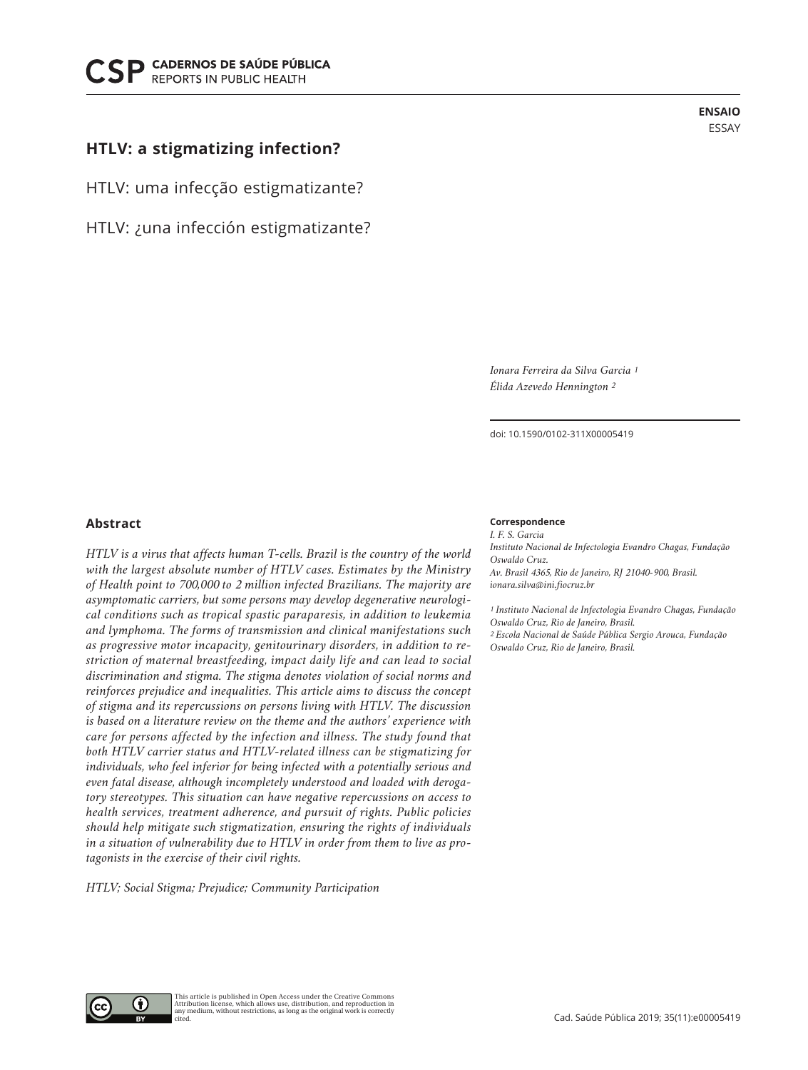**ENSAIO**
ESSAY

# HTLV: a stigmatizing infection?

HTLV: uma infecção estigmatizante?

HTLV: ¿una infección estigmatizante?

*Ionara Ferreira da Silva Garcia* [1]
*Élida Azevedo Hennington* [2]

doi: 10.1590/0102-311X00005419

## Abstract

*HTLV is a virus that affects human T-cells. Brazil is the country of the world with the largest absolute number of HTLV cases. Estimates by the Ministry of Health point to 700,000 to 2 million infected Brazilians. The majority are asymptomatic carriers, but some persons may develop degenerative neurological conditions such as tropical spastic paraparesis, in addition to leukemia and lymphoma. The forms of transmission and clinical manifestations such as progressive motor incapacity, genitourinary disorders, in addition to restriction of maternal breastfeeding, impact daily life and can lead to social discrimination and stigma. The stigma denotes violation of social norms and reinforces prejudice and inequalities. This article aims to discuss the concept of stigma and its repercussions on persons living with HTLV. The discussion is based on a literature review on the theme and the authors' experience with care for persons affected by the infection and illness. The study found that both HTLV carrier status and HTLV-related illness can be stigmatizing for individuals, who feel inferior for being infected with a potentially serious and even fatal disease, although incompletely understood and loaded with derogatory stereotypes. This situation can have negative repercussions on access to health services, treatment adherence, and pursuit of rights. Public policies should help mitigate such stigmatization, ensuring the rights of individuals in a situation of vulnerability due to HTLV in order from them to live as protagonists in the exercise of their civil rights.*

*HTLV; Social Stigma; Prejudice; Community Participation*

**Correspondence**
*I. F. S. Garcia*
*Instituto Nacional de Infectologia Evandro Chagas, Fundação Oswaldo Cruz.*
*Av. Brasil 4365, Rio de Janeiro, RJ 21040-900, Brasil.*
*ionara.silva@ini.fiocruz.br*

*[1] Instituto Nacional de Infectologia Evandro Chagas, Fundação Oswaldo Cruz, Rio de Janeiro, Brasil.*
*[2] Escola Nacional de Saúde Pública Sergio Arouca, Fundação Oswaldo Cruz, Rio de Janeiro, Brasil.*

This article is published in Open Access under the Creative Commons Attribution license, which allows use, distribution, and reproduction in any medium, without restrictions, as long as the original work is correctly cited.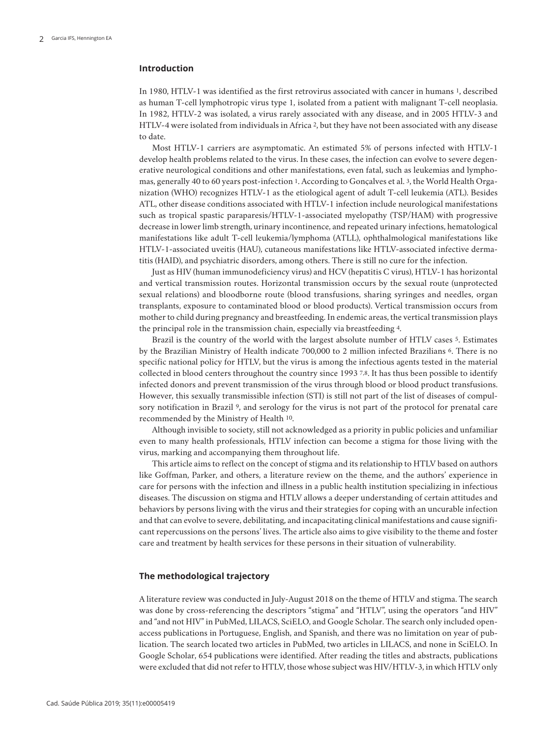## Introduction

In 1980, HTLV-1 was identified as the first retrovirus associated with cancer in humans [1], described as human T-cell lymphotropic virus type 1, isolated from a patient with malignant T-cell neoplasia. In 1982, HTLV-2 was isolated, a virus rarely associated with any disease, and in 2005 HTLV-3 and HTLV-4 were isolated from individuals in Africa [2], but they have not been associated with any disease to date.

Most HTLV-1 carriers are asymptomatic. An estimated 5% of persons infected with HTLV-1 develop health problems related to the virus. In these cases, the infection can evolve to severe degenerative neurological conditions and other manifestations, even fatal, such as leukemias and lymphomas, generally 40 to 60 years post-infection [1]. According to Gonçalves et al. [3], the World Health Organization (WHO) recognizes HTLV-1 as the etiological agent of adult T-cell leukemia (ATL). Besides ATL, other disease conditions associated with HTLV-1 infection include neurological manifestations such as tropical spastic paraparesis/HTLV-1-associated myelopathy (TSP/HAM) with progressive decrease in lower limb strength, urinary incontinence, and repeated urinary infections, hematological manifestations like adult T-cell leukemia/lymphoma (ATLL), ophthalmological manifestations like HTLV-1-associated uveitis (HAU), cutaneous manifestations like HTLV-associated infective dermatitis (HAID), and psychiatric disorders, among others. There is still no cure for the infection.

Just as HIV (human immunodeficiency virus) and HCV (hepatitis C virus), HTLV-1 has horizontal and vertical transmission routes. Horizontal transmission occurs by the sexual route (unprotected sexual relations) and bloodborne route (blood transfusions, sharing syringes and needles, organ transplants, exposure to contaminated blood or blood products). Vertical transmission occurs from mother to child during pregnancy and breastfeeding. In endemic areas, the vertical transmission plays the principal role in the transmission chain, especially via breastfeeding [4].

Brazil is the country of the world with the largest absolute number of HTLV cases [5]. Estimates by the Brazilian Ministry of Health indicate 700,000 to 2 million infected Brazilians [6]. There is no specific national policy for HTLV, but the virus is among the infectious agents tested in the material collected in blood centers throughout the country since 1993 [7,8]. It has thus been possible to identify infected donors and prevent transmission of the virus through blood or blood product transfusions. However, this sexually transmissible infection (STI) is still not part of the list of diseases of compulsory notification in Brazil [9], and serology for the virus is not part of the protocol for prenatal care recommended by the Ministry of Health [10].

Although invisible to society, still not acknowledged as a priority in public policies and unfamiliar even to many health professionals, HTLV infection can become a stigma for those living with the virus, marking and accompanying them throughout life.

This article aims to reflect on the concept of stigma and its relationship to HTLV based on authors like Goffman, Parker, and others, a literature review on the theme, and the authors' experience in care for persons with the infection and illness in a public health institution specializing in infectious diseases. The discussion on stigma and HTLV allows a deeper understanding of certain attitudes and behaviors by persons living with the virus and their strategies for coping with an uncurable infection and that can evolve to severe, debilitating, and incapacitating clinical manifestations and cause significant repercussions on the persons' lives. The article also aims to give visibility to the theme and foster care and treatment by health services for these persons in their situation of vulnerability.

## The methodological trajectory

A literature review was conducted in July-August 2018 on the theme of HTLV and stigma. The search was done by cross-referencing the descriptors "stigma" and "HTLV", using the operators "and HIV" and "and not HIV" in PubMed, LILACS, SciELO, and Google Scholar. The search only included open-access publications in Portuguese, English, and Spanish, and there was no limitation on year of publication. The search located two articles in PubMed, two articles in LILACS, and none in SciELO. In Google Scholar, 654 publications were identified. After reading the titles and abstracts, publications were excluded that did not refer to HTLV, those whose subject was HIV/HTLV-3, in which HTLV only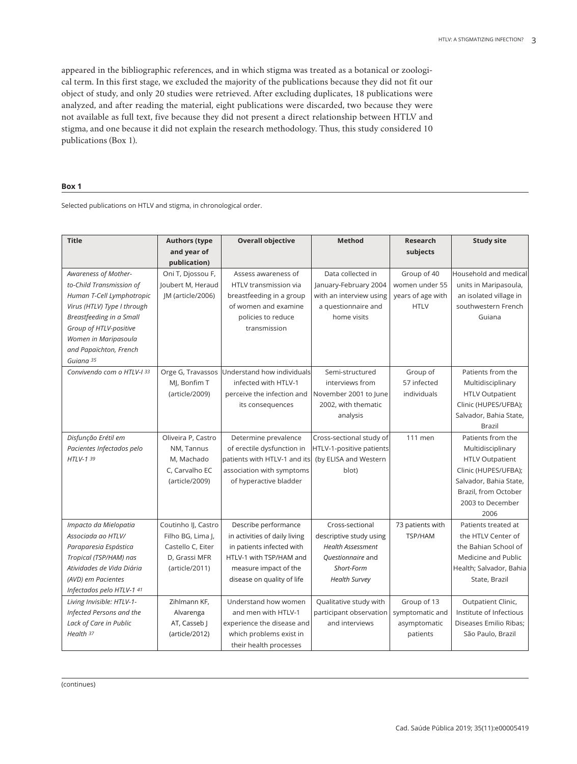appeared in the bibliographic references, and in which stigma was treated as a botanical or zoological term. In this first stage, we excluded the majority of the publications because they did not fit our object of study, and only 20 studies were retrieved. After excluding duplicates, 18 publications were analyzed, and after reading the material, eight publications were discarded, two because they were not available as full text, five because they did not present a direct relationship between HTLV and stigma, and one because it did not explain the research methodology. Thus, this study considered 10 publications (Box 1).

**Box 1**

Selected publications on HTLV and stigma, in chronological order.

| Title | Authors (type and year of publication) | Overall objective | Method | Research subjects | Study site |
|---|---|---|---|---|---|
| *Awareness of Mother-to-Child Transmission of Human T-Cell Lymphotropic Virus (HTLV) Type I through Breastfeeding in a Small Group of HTLV-positive Women in Maripasoula and Papaïchton, French Guiana* [35] | Oni T, Djossou F, Joubert M, Heraud JM (article/2006) | Assess awareness of HTLV transmission via breastfeeding in a group of women and examine policies to reduce transmission | Data collected in January-February 2004 with an interview using a questionnaire and home visits | Group of 40 women under 55 years of age with HTLV | Household and medical units in Maripasoula, an isolated village in southwestern French Guiana |
| *Convivendo com o HTLV-I* [33] | Orge G, Travassos MJ, Bonfim T (article/2009) | Understand how individuals infected with HTLV-1 perceive the infection and its consequences | Semi-structured interviews from November 2001 to June 2002, with thematic analysis | Group of 57 infected individuals | Patients from the Multidisciplinary HTLV Outpatient Clinic (HUPES/UFBA); Salvador, Bahia State, Brazil |
| *Disfunção Erétil em Pacientes Infectados pelo HTLV-1* [39] | Oliveira P, Castro NM, Tannus M, Machado C, Carvalho EC (article/2009) | Determine prevalence of erectile dysfunction in patients with HTLV-1 and its association with symptoms of hyperactive bladder | Cross-sectional study of HTLV-1-positive patients (by ELISA and Western blot) | 111 men | Patients from the Multidisciplinary HTLV Outpatient Clinic (HUPES/UFBA); Salvador, Bahia State, Brazil, from October 2003 to December 2006 |
| *Impacto da Mielopatia Associada ao HTLV/ Paraparesia Espástica Tropical (TSP/HAM) nas Atividades de Vida Diária (AVD) em Pacientes Infectados pelo HTLV-1* [41] | Coutinho IJ, Castro Filho BG, Lima J, Castello C, Eiter D, Grassi MFR (article/2011) | Describe performance in activities of daily living in patients infected with HTLV-1 with TSP/HAM and measure impact of the disease on quality of life | Cross-sectional descriptive study using *Health Assessment Questionnaire* and *Short-Form Health Survey* | 73 patients with TSP/HAM | Patients treated at the HTLV Center of the Bahian School of Medicine and Public Health; Salvador, Bahia State, Brazil |
| *Living Invisible: HTLV-1-Infected Persons and the Lack of Care in Public Health* [37] | Zihlmann KF, Alvarenga AT, Casseb J (article/2012) | Understand how women and men with HTLV-1 experience the disease and which problems exist in their health processes | Qualitative study with participant observation and interviews | Group of 13 symptomatic and asymptomatic patients | Outpatient Clinic, Institute of Infectious Diseases Emilio Ribas; São Paulo, Brazil |

(continues)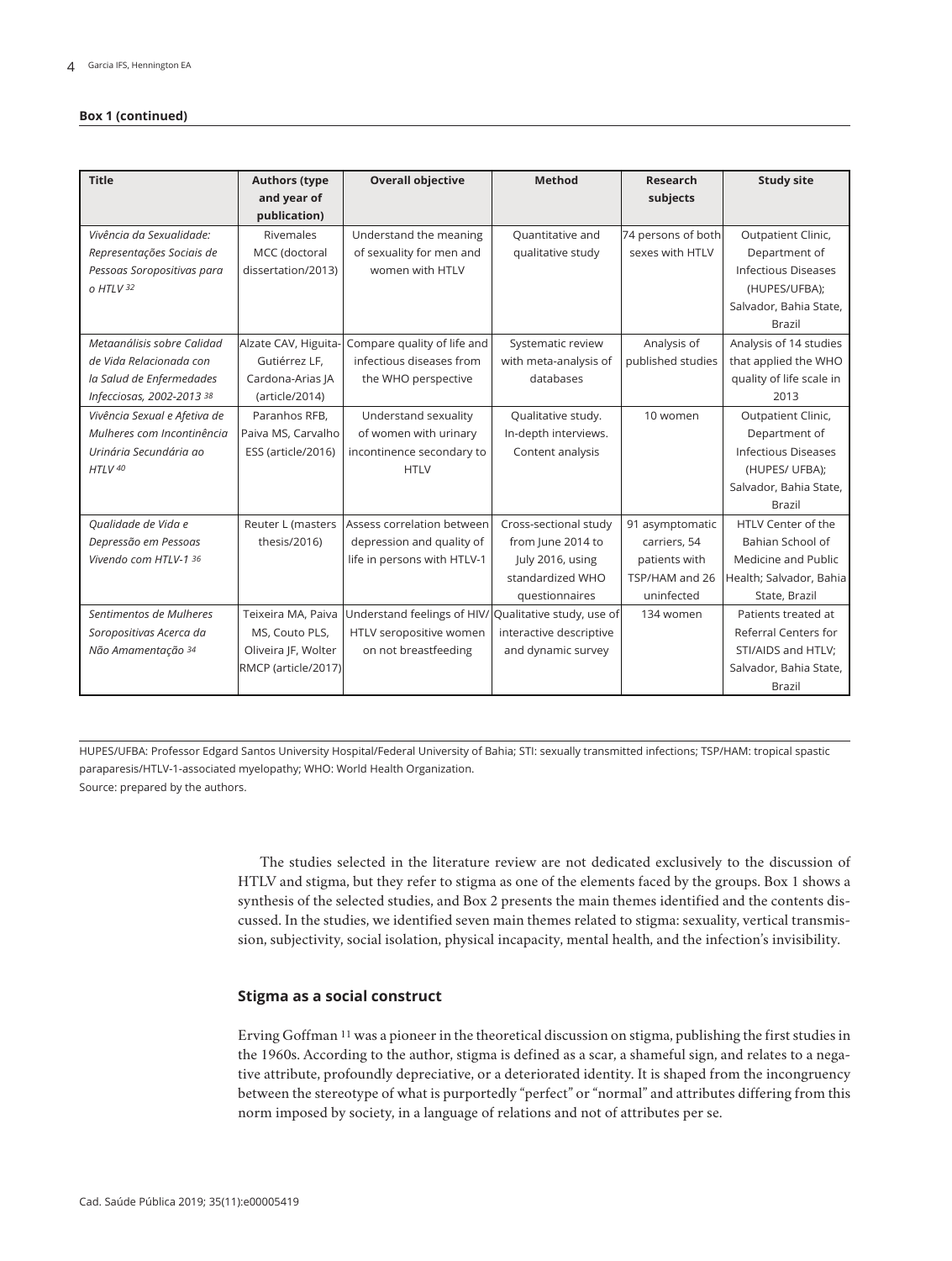**Box 1 (continued)**

| Title | Authors (type and year of publication) | Overall objective | Method | Research subjects | Study site |
|---|---|---|---|---|---|
| *Vivência da Sexualidade: Representações Sociais de Pessoas Soropositivas para o HTLV* [32] | Rivemales MCC (doctoral dissertation/2013) | Understand the meaning of sexuality for men and women with HTLV | Quantitative and qualitative study | 74 persons of both sexes with HTLV | Outpatient Clinic, Department of Infectious Diseases (HUPES/UFBA); Salvador, Bahia State, Brazil |
| *Metaanálisis sobre Calidad de Vida Relacionada con la Salud de Enfermedades Infecciosas, 2002-2013* [38] | Alzate CAV, Higuita-Gutiérrez LF, Cardona-Arias JA (article/2014) | Compare quality of life and infectious diseases from the WHO perspective | Systematic review with meta-analysis of databases | Analysis of published studies | Analysis of 14 studies that applied the WHO quality of life scale in 2013 |
| *Vivência Sexual e Afetiva de Mulheres com Incontinência Urinária Secundária ao HTLV* [40] | Paranhos RFB, Paiva MS, Carvalho ESS (article/2016) | Understand sexuality of women with urinary incontinence secondary to HTLV | Qualitative study. In-depth interviews. Content analysis | 10 women | Outpatient Clinic, Department of Infectious Diseases (HUPES/ UFBA); Salvador, Bahia State, Brazil |
| *Qualidade de Vida e Depressão em Pessoas Vivendo com HTLV-1* [36] | Reuter L (masters thesis/2016) | Assess correlation between depression and quality of life in persons with HTLV-1 | Cross-sectional study from June 2014 to July 2016, using standardized WHO questionnaires | 91 asymptomatic carriers, 54 patients with TSP/HAM and 26 uninfected | HTLV Center of the Bahian School of Medicine and Public Health; Salvador, Bahia State, Brazil |
| *Sentimentos de Mulheres Soropositivas Acerca da Não Amamentação* [34] | Teixeira MA, Paiva MS, Couto PLS, Oliveira JF, Wolter RMCP (article/2017) | Understand feelings of HIV/HTLV seropositive women on not breastfeeding | Qualitative study, use of interactive descriptive and dynamic survey | 134 women | Patients treated at Referral Centers for STI/AIDS and HTLV; Salvador, Bahia State, Brazil |

HUPES/UFBA: Professor Edgard Santos University Hospital/Federal University of Bahia; STI: sexually transmitted infections; TSP/HAM: tropical spastic paraparesis/HTLV-1-associated myelopathy; WHO: World Health Organization.
Source: prepared by the authors.

The studies selected in the literature review are not dedicated exclusively to the discussion of HTLV and stigma, but they refer to stigma as one of the elements faced by the groups. Box 1 shows a synthesis of the selected studies, and Box 2 presents the main themes identified and the contents discussed. In the studies, we identified seven main themes related to stigma: sexuality, vertical transmission, subjectivity, social isolation, physical incapacity, mental health, and the infection's invisibility.

## Stigma as a social construct

Erving Goffman [11] was a pioneer in the theoretical discussion on stigma, publishing the first studies in the 1960s. According to the author, stigma is defined as a scar, a shameful sign, and relates to a negative attribute, profoundly depreciative, or a deteriorated identity. It is shaped from the incongruency between the stereotype of what is purportedly "perfect" or "normal" and attributes differing from this norm imposed by society, in a language of relations and not of attributes per se.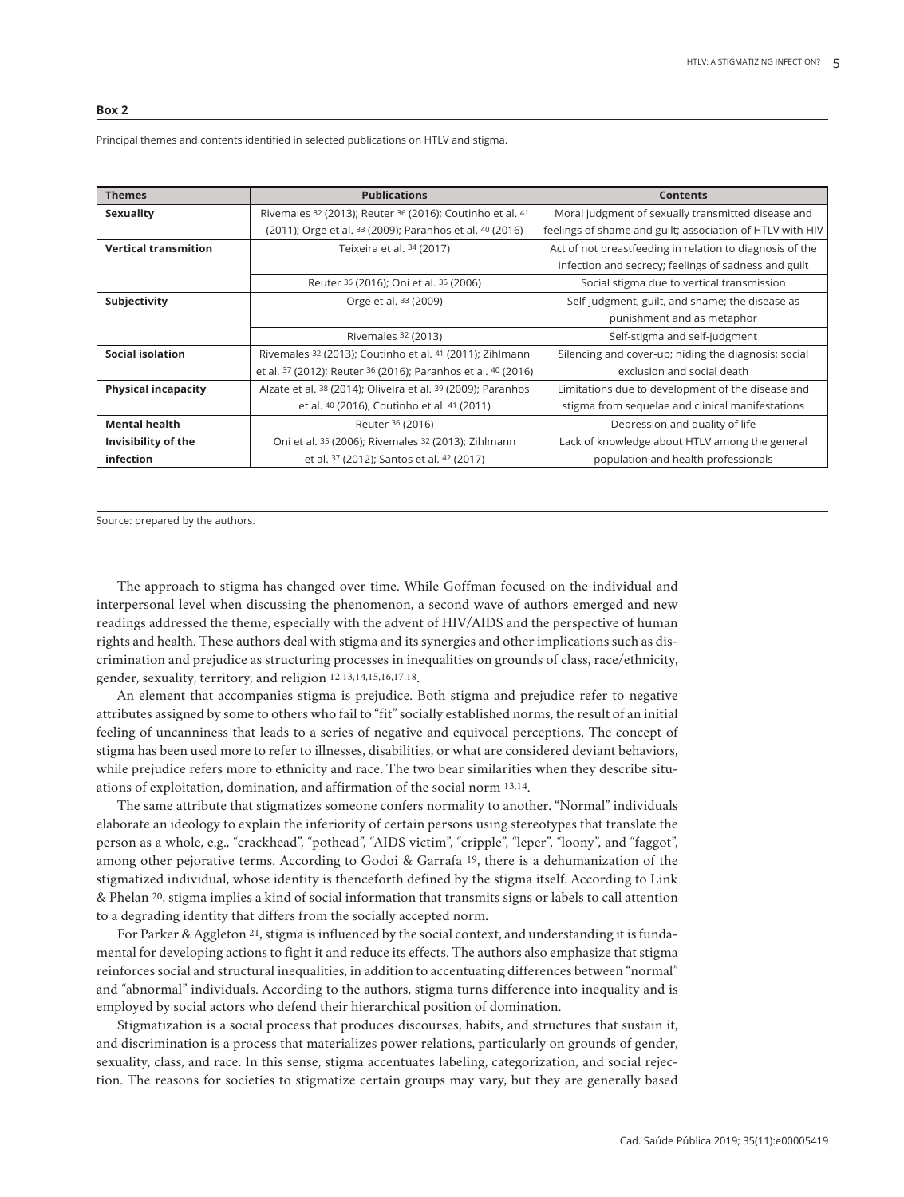**Box 2**

Principal themes and contents identified in selected publications on HTLV and stigma.

| Themes | Publications | Contents |
|---|---|---|
| **Sexuality** | Rivemales [32] (2013); Reuter [36] (2016); Coutinho et al. [41] (2011); Orge et al. [33] (2009); Paranhos et al. [40] (2016) | Moral judgment of sexually transmitted disease and feelings of shame and guilt; association of HTLV with HIV |
| **Vertical transmition** | Teixeira et al. [34] (2017) | Act of not breastfeeding in relation to diagnosis of the infection and secrecy; feelings of sadness and guilt |
| | Reuter [36] (2016); Oni et al. [35] (2006) | Social stigma due to vertical transmission |
| **Subjectivity** | Orge et al. [33] (2009) | Self-judgment, guilt, and shame; the disease as punishment and as metaphor |
| | Rivemales [32] (2013) | Self-stigma and self-judgment |
| **Social isolation** | Rivemales [32] (2013); Coutinho et al. [41] (2011); Zihlmann et al. [37] (2012); Reuter [36] (2016); Paranhos et al. [40] (2016) | Silencing and cover-up; hiding the diagnosis; social exclusion and social death |
| **Physical incapacity** | Alzate et al. [38] (2014); Oliveira et al. [39] (2009); Paranhos et al. [40] (2016), Coutinho et al. [41] (2011) | Limitations due to development of the disease and stigma from sequelae and clinical manifestations |
| **Mental health** | Reuter [36] (2016) | Depression and quality of life |
| **Invisibility of the infection** | Oni et al. [35] (2006); Rivemales [32] (2013); Zihlmann et al. [37] (2012); Santos et al. [42] (2017) | Lack of knowledge about HTLV among the general population and health professionals |

Source: prepared by the authors.

The approach to stigma has changed over time. While Goffman focused on the individual and interpersonal level when discussing the phenomenon, a second wave of authors emerged and new readings addressed the theme, especially with the advent of HIV/AIDS and the perspective of human rights and health. These authors deal with stigma and its synergies and other implications such as discrimination and prejudice as structuring processes in inequalities on grounds of class, race/ethnicity, gender, sexuality, territory, and religion [12,13,14,15,16,17,18].

An element that accompanies stigma is prejudice. Both stigma and prejudice refer to negative attributes assigned by some to others who fail to "fit" socially established norms, the result of an initial feeling of uncanniness that leads to a series of negative and equivocal perceptions. The concept of stigma has been used more to refer to illnesses, disabilities, or what are considered deviant behaviors, while prejudice refers more to ethnicity and race. The two bear similarities when they describe situations of exploitation, domination, and affirmation of the social norm [13,14].

The same attribute that stigmatizes someone confers normality to another. "Normal" individuals elaborate an ideology to explain the inferiority of certain persons using stereotypes that translate the person as a whole, e.g., "crackhead", "pothead", "AIDS victim", "cripple", "leper", "loony", and "faggot", among other pejorative terms. According to Godoi & Garrafa [19], there is a dehumanization of the stigmatized individual, whose identity is thenceforth defined by the stigma itself. According to Link & Phelan [20], stigma implies a kind of social information that transmits signs or labels to call attention to a degrading identity that differs from the socially accepted norm.

For Parker & Aggleton [21], stigma is influenced by the social context, and understanding it is fundamental for developing actions to fight it and reduce its effects. The authors also emphasize that stigma reinforces social and structural inequalities, in addition to accentuating differences between "normal" and "abnormal" individuals. According to the authors, stigma turns difference into inequality and is employed by social actors who defend their hierarchical position of domination.

Stigmatization is a social process that produces discourses, habits, and structures that sustain it, and discrimination is a process that materializes power relations, particularly on grounds of gender, sexuality, class, and race. In this sense, stigma accentuates labeling, categorization, and social rejection. The reasons for societies to stigmatize certain groups may vary, but they are generally based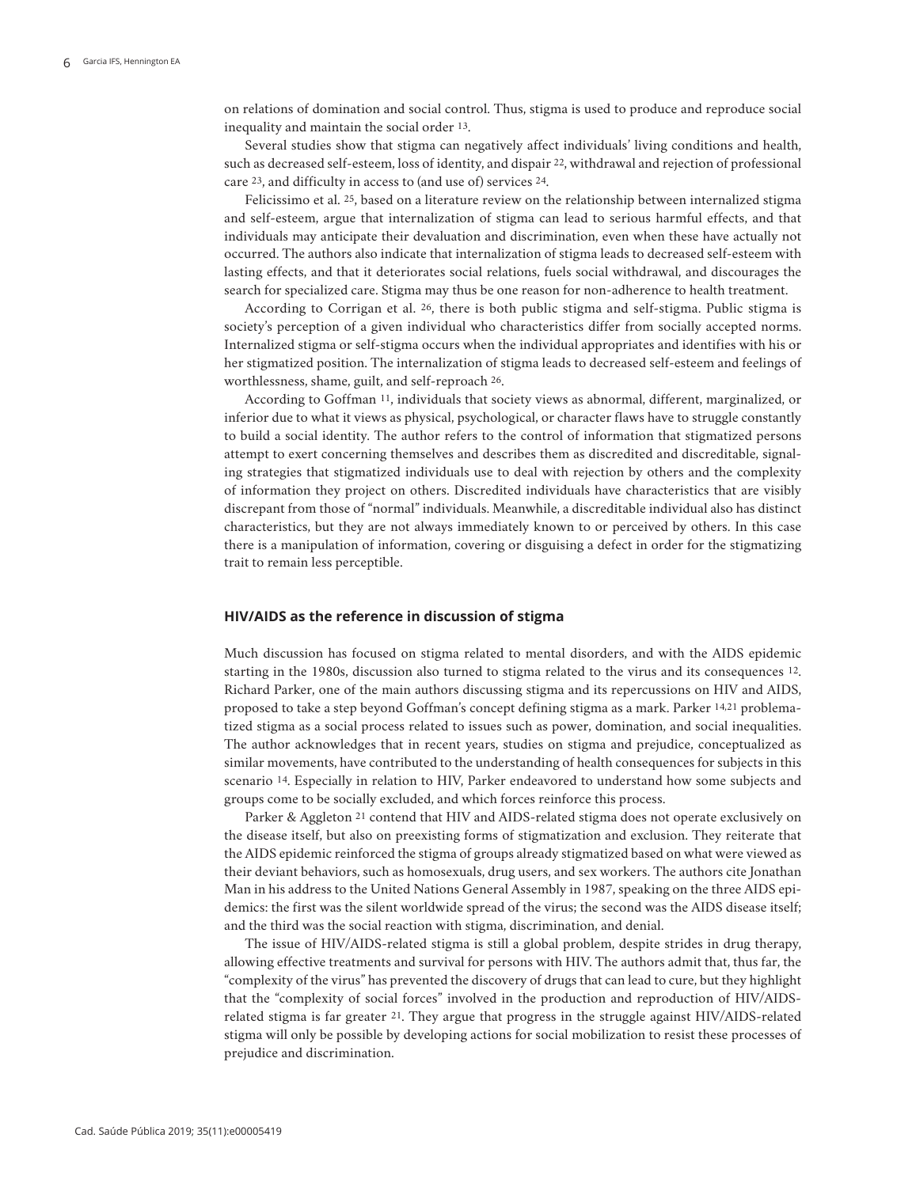on relations of domination and social control. Thus, stigma is used to produce and reproduce social inequality and maintain the social order [13].

Several studies show that stigma can negatively affect individuals' living conditions and health, such as decreased self-esteem, loss of identity, and dispair [22], withdrawal and rejection of professional care [23], and difficulty in access to (and use of) services [24].

Felicissimo et al. [25], based on a literature review on the relationship between internalized stigma and self-esteem, argue that internalization of stigma can lead to serious harmful effects, and that individuals may anticipate their devaluation and discrimination, even when these have actually not occurred. The authors also indicate that internalization of stigma leads to decreased self-esteem with lasting effects, and that it deteriorates social relations, fuels social withdrawal, and discourages the search for specialized care. Stigma may thus be one reason for non-adherence to health treatment.

According to Corrigan et al. [26], there is both public stigma and self-stigma. Public stigma is society's perception of a given individual who characteristics differ from socially accepted norms. Internalized stigma or self-stigma occurs when the individual appropriates and identifies with his or her stigmatized position. The internalization of stigma leads to decreased self-esteem and feelings of worthlessness, shame, guilt, and self-reproach [26].

According to Goffman [11], individuals that society views as abnormal, different, marginalized, or inferior due to what it views as physical, psychological, or character flaws have to struggle constantly to build a social identity. The author refers to the control of information that stigmatized persons attempt to exert concerning themselves and describes them as discredited and discreditable, signaling strategies that stigmatized individuals use to deal with rejection by others and the complexity of information they project on others. Discredited individuals have characteristics that are visibly discrepant from those of "normal" individuals. Meanwhile, a discreditable individual also has distinct characteristics, but they are not always immediately known to or perceived by others. In this case there is a manipulation of information, covering or disguising a defect in order for the stigmatizing trait to remain less perceptible.

## HIV/AIDS as the reference in discussion of stigma

Much discussion has focused on stigma related to mental disorders, and with the AIDS epidemic starting in the 1980s, discussion also turned to stigma related to the virus and its consequences [12]. Richard Parker, one of the main authors discussing stigma and its repercussions on HIV and AIDS, proposed to take a step beyond Goffman's concept defining stigma as a mark. Parker [14,21] problematized stigma as a social process related to issues such as power, domination, and social inequalities. The author acknowledges that in recent years, studies on stigma and prejudice, conceptualized as similar movements, have contributed to the understanding of health consequences for subjects in this scenario [14]. Especially in relation to HIV, Parker endeavored to understand how some subjects and groups come to be socially excluded, and which forces reinforce this process.

Parker & Aggleton [21] contend that HIV and AIDS-related stigma does not operate exclusively on the disease itself, but also on preexisting forms of stigmatization and exclusion. They reiterate that the AIDS epidemic reinforced the stigma of groups already stigmatized based on what were viewed as their deviant behaviors, such as homosexuals, drug users, and sex workers. The authors cite Jonathan Man in his address to the United Nations General Assembly in 1987, speaking on the three AIDS epidemics: the first was the silent worldwide spread of the virus; the second was the AIDS disease itself; and the third was the social reaction with stigma, discrimination, and denial.

The issue of HIV/AIDS-related stigma is still a global problem, despite strides in drug therapy, allowing effective treatments and survival for persons with HIV. The authors admit that, thus far, the "complexity of the virus" has prevented the discovery of drugs that can lead to cure, but they highlight that the "complexity of social forces" involved in the production and reproduction of HIV/AIDS-related stigma is far greater [21]. They argue that progress in the struggle against HIV/AIDS-related stigma will only be possible by developing actions for social mobilization to resist these processes of prejudice and discrimination.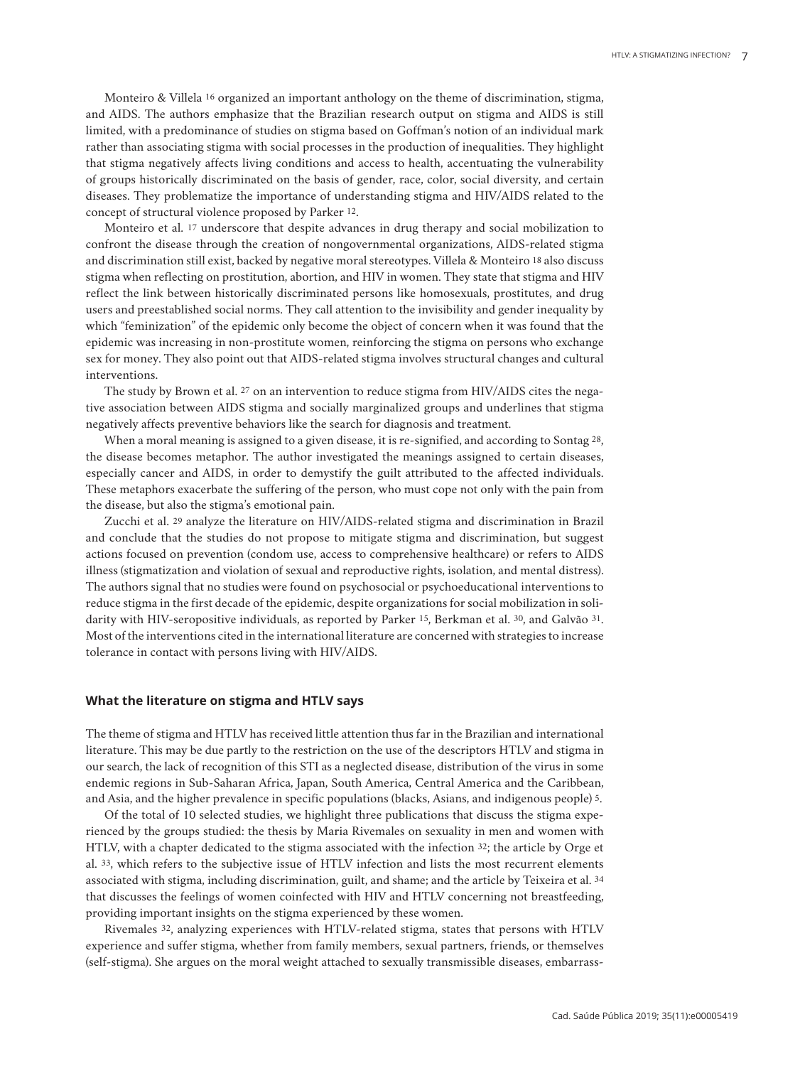Monteiro & Villela [16] organized an important anthology on the theme of discrimination, stigma, and AIDS. The authors emphasize that the Brazilian research output on stigma and AIDS is still limited, with a predominance of studies on stigma based on Goffman's notion of an individual mark rather than associating stigma with social processes in the production of inequalities. They highlight that stigma negatively affects living conditions and access to health, accentuating the vulnerability of groups historically discriminated on the basis of gender, race, color, social diversity, and certain diseases. They problematize the importance of understanding stigma and HIV/AIDS related to the concept of structural violence proposed by Parker [12].

Monteiro et al. [17] underscore that despite advances in drug therapy and social mobilization to confront the disease through the creation of nongovernmental organizations, AIDS-related stigma and discrimination still exist, backed by negative moral stereotypes. Villela & Monteiro [18] also discuss stigma when reflecting on prostitution, abortion, and HIV in women. They state that stigma and HIV reflect the link between historically discriminated persons like homosexuals, prostitutes, and drug users and preestablished social norms. They call attention to the invisibility and gender inequality by which "feminization" of the epidemic only become the object of concern when it was found that the epidemic was increasing in non-prostitute women, reinforcing the stigma on persons who exchange sex for money. They also point out that AIDS-related stigma involves structural changes and cultural interventions.

The study by Brown et al. [27] on an intervention to reduce stigma from HIV/AIDS cites the negative association between AIDS stigma and socially marginalized groups and underlines that stigma negatively affects preventive behaviors like the search for diagnosis and treatment.

When a moral meaning is assigned to a given disease, it is re-signified, and according to Sontag [28], the disease becomes metaphor. The author investigated the meanings assigned to certain diseases, especially cancer and AIDS, in order to demystify the guilt attributed to the affected individuals. These metaphors exacerbate the suffering of the person, who must cope not only with the pain from the disease, but also the stigma's emotional pain.

Zucchi et al. [29] analyze the literature on HIV/AIDS-related stigma and discrimination in Brazil and conclude that the studies do not propose to mitigate stigma and discrimination, but suggest actions focused on prevention (condom use, access to comprehensive healthcare) or refers to AIDS illness (stigmatization and violation of sexual and reproductive rights, isolation, and mental distress). The authors signal that no studies were found on psychosocial or psychoeducational interventions to reduce stigma in the first decade of the epidemic, despite organizations for social mobilization in solidarity with HIV-seropositive individuals, as reported by Parker [15], Berkman et al. [30], and Galvão [31]. Most of the interventions cited in the international literature are concerned with strategies to increase tolerance in contact with persons living with HIV/AIDS.

### What the literature on stigma and HTLV says

The theme of stigma and HTLV has received little attention thus far in the Brazilian and international literature. This may be due partly to the restriction on the use of the descriptors HTLV and stigma in our search, the lack of recognition of this STI as a neglected disease, distribution of the virus in some endemic regions in Sub-Saharan Africa, Japan, South America, Central America and the Caribbean, and Asia, and the higher prevalence in specific populations (blacks, Asians, and indigenous people) [5].

Of the total of 10 selected studies, we highlight three publications that discuss the stigma experienced by the groups studied: the thesis by Maria Rivemales on sexuality in men and women with HTLV, with a chapter dedicated to the stigma associated with the infection [32]; the article by Orge et al. [33], which refers to the subjective issue of HTLV infection and lists the most recurrent elements associated with stigma, including discrimination, guilt, and shame; and the article by Teixeira et al. [34] that discusses the feelings of women coinfected with HIV and HTLV concerning not breastfeeding, providing important insights on the stigma experienced by these women.

Rivemales [32], analyzing experiences with HTLV-related stigma, states that persons with HTLV experience and suffer stigma, whether from family members, sexual partners, friends, or themselves (self-stigma). She argues on the moral weight attached to sexually transmissible diseases, embarrass-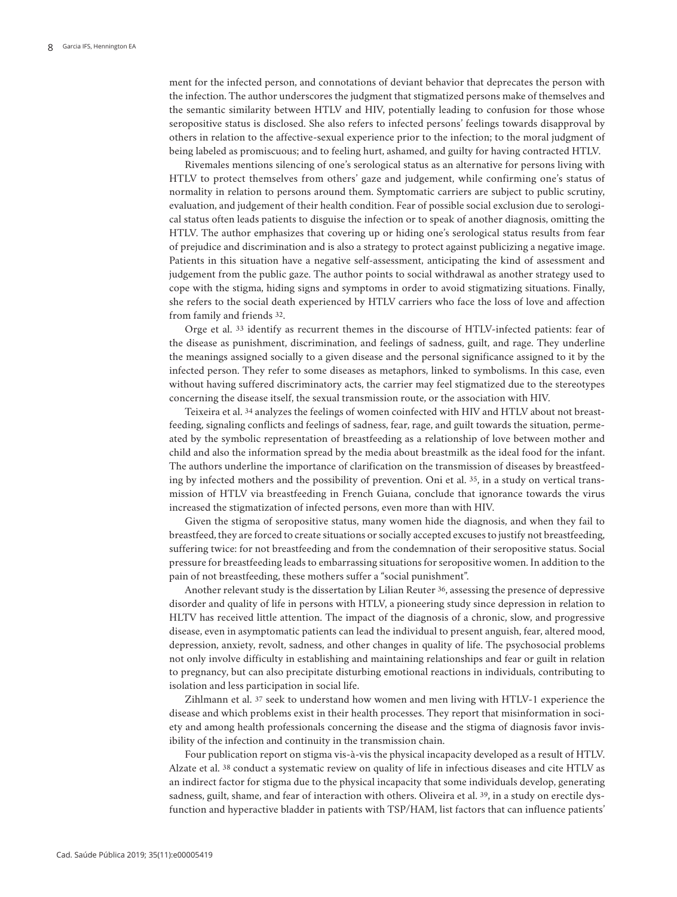ment for the infected person, and connotations of deviant behavior that deprecates the person with the infection. The author underscores the judgment that stigmatized persons make of themselves and the semantic similarity between HTLV and HIV, potentially leading to confusion for those whose seropositive status is disclosed. She also refers to infected persons' feelings towards disapproval by others in relation to the affective-sexual experience prior to the infection; to the moral judgment of being labeled as promiscuous; and to feeling hurt, ashamed, and guilty for having contracted HTLV.

Rivemales mentions silencing of one's serological status as an alternative for persons living with HTLV to protect themselves from others' gaze and judgement, while confirming one's status of normality in relation to persons around them. Symptomatic carriers are subject to public scrutiny, evaluation, and judgement of their health condition. Fear of possible social exclusion due to serological status often leads patients to disguise the infection or to speak of another diagnosis, omitting the HTLV. The author emphasizes that covering up or hiding one's serological status results from fear of prejudice and discrimination and is also a strategy to protect against publicizing a negative image. Patients in this situation have a negative self-assessment, anticipating the kind of assessment and judgement from the public gaze. The author points to social withdrawal as another strategy used to cope with the stigma, hiding signs and symptoms in order to avoid stigmatizing situations. Finally, she refers to the social death experienced by HTLV carriers who face the loss of love and affection from family and friends [32].

Orge et al. [33] identify as recurrent themes in the discourse of HTLV-infected patients: fear of the disease as punishment, discrimination, and feelings of sadness, guilt, and rage. They underline the meanings assigned socially to a given disease and the personal significance assigned to it by the infected person. They refer to some diseases as metaphors, linked to symbolisms. In this case, even without having suffered discriminatory acts, the carrier may feel stigmatized due to the stereotypes concerning the disease itself, the sexual transmission route, or the association with HIV.

Teixeira et al. [34] analyzes the feelings of women coinfected with HIV and HTLV about not breastfeeding, signaling conflicts and feelings of sadness, fear, rage, and guilt towards the situation, permeated by the symbolic representation of breastfeeding as a relationship of love between mother and child and also the information spread by the media about breastmilk as the ideal food for the infant. The authors underline the importance of clarification on the transmission of diseases by breastfeeding by infected mothers and the possibility of prevention. Oni et al. [35], in a study on vertical transmission of HTLV via breastfeeding in French Guiana, conclude that ignorance towards the virus increased the stigmatization of infected persons, even more than with HIV.

Given the stigma of seropositive status, many women hide the diagnosis, and when they fail to breastfeed, they are forced to create situations or socially accepted excuses to justify not breastfeeding, suffering twice: for not breastfeeding and from the condemnation of their seropositive status. Social pressure for breastfeeding leads to embarrassing situations for seropositive women. In addition to the pain of not breastfeeding, these mothers suffer a "social punishment".

Another relevant study is the dissertation by Lilian Reuter [36], assessing the presence of depressive disorder and quality of life in persons with HTLV, a pioneering study since depression in relation to HLTV has received little attention. The impact of the diagnosis of a chronic, slow, and progressive disease, even in asymptomatic patients can lead the individual to present anguish, fear, altered mood, depression, anxiety, revolt, sadness, and other changes in quality of life. The psychosocial problems not only involve difficulty in establishing and maintaining relationships and fear or guilt in relation to pregnancy, but can also precipitate disturbing emotional reactions in individuals, contributing to isolation and less participation in social life.

Zihlmann et al. [37] seek to understand how women and men living with HTLV-1 experience the disease and which problems exist in their health processes. They report that misinformation in society and among health professionals concerning the disease and the stigma of diagnosis favor invisibility of the infection and continuity in the transmission chain.

Four publication report on stigma vis-à-vis the physical incapacity developed as a result of HTLV. Alzate et al. [38] conduct a systematic review on quality of life in infectious diseases and cite HTLV as an indirect factor for stigma due to the physical incapacity that some individuals develop, generating sadness, guilt, shame, and fear of interaction with others. Oliveira et al. [39], in a study on erectile dysfunction and hyperactive bladder in patients with TSP/HAM, list factors that can influence patients'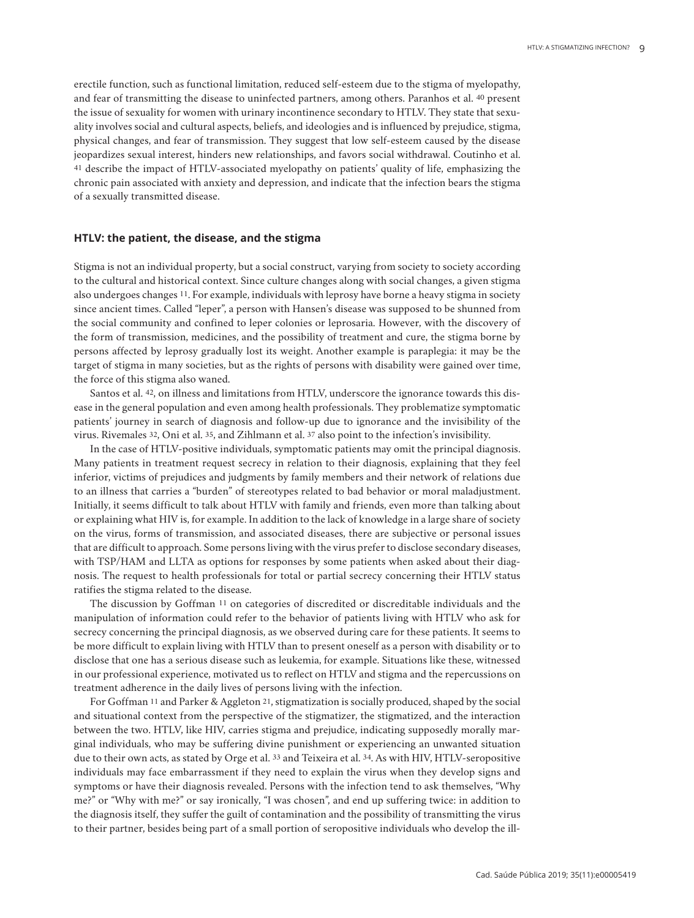erectile function, such as functional limitation, reduced self-esteem due to the stigma of myelopathy, and fear of transmitting the disease to uninfected partners, among others. Paranhos et al. [40] present the issue of sexuality for women with urinary incontinence secondary to HTLV. They state that sexuality involves social and cultural aspects, beliefs, and ideologies and is influenced by prejudice, stigma, physical changes, and fear of transmission. They suggest that low self-esteem caused by the disease jeopardizes sexual interest, hinders new relationships, and favors social withdrawal. Coutinho et al. [41] describe the impact of HTLV-associated myelopathy on patients' quality of life, emphasizing the chronic pain associated with anxiety and depression, and indicate that the infection bears the stigma of a sexually transmitted disease.

## HTLV: the patient, the disease, and the stigma

Stigma is not an individual property, but a social construct, varying from society to society according to the cultural and historical context. Since culture changes along with social changes, a given stigma also undergoes changes [11]. For example, individuals with leprosy have borne a heavy stigma in society since ancient times. Called "leper", a person with Hansen's disease was supposed to be shunned from the social community and confined to leper colonies or leprosaria. However, with the discovery of the form of transmission, medicines, and the possibility of treatment and cure, the stigma borne by persons affected by leprosy gradually lost its weight. Another example is paraplegia: it may be the target of stigma in many societies, but as the rights of persons with disability were gained over time, the force of this stigma also waned.

Santos et al. [42], on illness and limitations from HTLV, underscore the ignorance towards this disease in the general population and even among health professionals. They problematize symptomatic patients' journey in search of diagnosis and follow-up due to ignorance and the invisibility of the virus. Rivemales [32], Oni et al. [35], and Zihlmann et al. [37] also point to the infection's invisibility.

In the case of HTLV-positive individuals, symptomatic patients may omit the principal diagnosis. Many patients in treatment request secrecy in relation to their diagnosis, explaining that they feel inferior, victims of prejudices and judgments by family members and their network of relations due to an illness that carries a "burden" of stereotypes related to bad behavior or moral maladjustment. Initially, it seems difficult to talk about HTLV with family and friends, even more than talking about or explaining what HIV is, for example. In addition to the lack of knowledge in a large share of society on the virus, forms of transmission, and associated diseases, there are subjective or personal issues that are difficult to approach. Some persons living with the virus prefer to disclose secondary diseases, with TSP/HAM and LLTA as options for responses by some patients when asked about their diagnosis. The request to health professionals for total or partial secrecy concerning their HTLV status ratifies the stigma related to the disease.

The discussion by Goffman [11] on categories of discredited or discreditable individuals and the manipulation of information could refer to the behavior of patients living with HTLV who ask for secrecy concerning the principal diagnosis, as we observed during care for these patients. It seems to be more difficult to explain living with HTLV than to present oneself as a person with disability or to disclose that one has a serious disease such as leukemia, for example. Situations like these, witnessed in our professional experience, motivated us to reflect on HTLV and stigma and the repercussions on treatment adherence in the daily lives of persons living with the infection.

For Goffman [11] and Parker & Aggleton [21], stigmatization is socially produced, shaped by the social and situational context from the perspective of the stigmatizer, the stigmatized, and the interaction between the two. HTLV, like HIV, carries stigma and prejudice, indicating supposedly morally marginal individuals, who may be suffering divine punishment or experiencing an unwanted situation due to their own acts, as stated by Orge et al. [33] and Teixeira et al. [34]. As with HIV, HTLV-seropositive individuals may face embarrassment if they need to explain the virus when they develop signs and symptoms or have their diagnosis revealed. Persons with the infection tend to ask themselves, "Why me?" or "Why with me?" or say ironically, "I was chosen", and end up suffering twice: in addition to the diagnosis itself, they suffer the guilt of contamination and the possibility of transmitting the virus to their partner, besides being part of a small portion of seropositive individuals who develop the ill-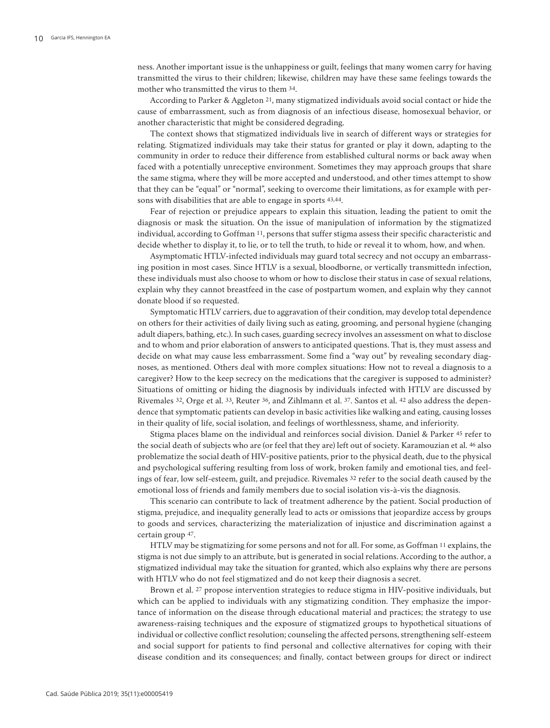ness. Another important issue is the unhappiness or guilt, feelings that many women carry for having transmitted the virus to their children; likewise, children may have these same feelings towards the mother who transmitted the virus to them [34].

According to Parker & Aggleton [21], many stigmatized individuals avoid social contact or hide the cause of embarrassment, such as from diagnosis of an infectious disease, homosexual behavior, or another characteristic that might be considered degrading.

The context shows that stigmatized individuals live in search of different ways or strategies for relating. Stigmatized individuals may take their status for granted or play it down, adapting to the community in order to reduce their difference from established cultural norms or back away when faced with a potentially unreceptive environment. Sometimes they may approach groups that share the same stigma, where they will be more accepted and understood, and other times attempt to show that they can be "equal" or "normal", seeking to overcome their limitations, as for example with persons with disabilities that are able to engage in sports [43,44].

Fear of rejection or prejudice appears to explain this situation, leading the patient to omit the diagnosis or mask the situation. On the issue of manipulation of information by the stigmatized individual, according to Goffman [11], persons that suffer stigma assess their specific characteristic and decide whether to display it, to lie, or to tell the truth, to hide or reveal it to whom, how, and when.

Asymptomatic HTLV-infected individuals may guard total secrecy and not occupy an embarrassing position in most cases. Since HTLV is a sexual, bloodborne, or vertically transmittedn infection, these individuals must also choose to whom or how to disclose their status in case of sexual relations, explain why they cannot breastfeed in the case of postpartum women, and explain why they cannot donate blood if so requested.

Symptomatic HTLV carriers, due to aggravation of their condition, may develop total dependence on others for their activities of daily living such as eating, grooming, and personal hygiene (changing adult diapers, bathing, etc.). In such cases, guarding secrecy involves an assessment on what to disclose and to whom and prior elaboration of answers to anticipated questions. That is, they must assess and decide on what may cause less embarrassment. Some find a "way out" by revealing secondary diagnoses, as mentioned. Others deal with more complex situations: How not to reveal a diagnosis to a caregiver? How to the keep secrecy on the medications that the caregiver is supposed to administer? Situations of omitting or hiding the diagnosis by individuals infected with HTLV are discussed by Rivemales [32], Orge et al. [33], Reuter [36], and Zihlmann et al. [37]. Santos et al. [42] also address the dependence that symptomatic patients can develop in basic activities like walking and eating, causing losses in their quality of life, social isolation, and feelings of worthlessness, shame, and inferiority.

Stigma places blame on the individual and reinforces social division. Daniel & Parker [45] refer to the social death of subjects who are (or feel that they are) left out of society. Karamouzian et al. [46] also problematize the social death of HIV-positive patients, prior to the physical death, due to the physical and psychological suffering resulting from loss of work, broken family and emotional ties, and feelings of fear, low self-esteem, guilt, and prejudice. Rivemales [32] refer to the social death caused by the emotional loss of friends and family members due to social isolation vis-à-vis the diagnosis.

This scenario can contribute to lack of treatment adherence by the patient. Social production of stigma, prejudice, and inequality generally lead to acts or omissions that jeopardize access by groups to goods and services, characterizing the materialization of injustice and discrimination against a certain group [47].

HTLV may be stigmatizing for some persons and not for all. For some, as Goffman [11] explains, the stigma is not due simply to an attribute, but is generated in social relations. According to the author, a stigmatized individual may take the situation for granted, which also explains why there are persons with HTLV who do not feel stigmatized and do not keep their diagnosis a secret.

Brown et al. [27] propose intervention strategies to reduce stigma in HIV-positive individuals, but which can be applied to individuals with any stigmatizing condition. They emphasize the importance of information on the disease through educational material and practices; the strategy to use awareness-raising techniques and the exposure of stigmatized groups to hypothetical situations of individual or collective conflict resolution; counseling the affected persons, strengthening self-esteem and social support for patients to find personal and collective alternatives for coping with their disease condition and its consequences; and finally, contact between groups for direct or indirect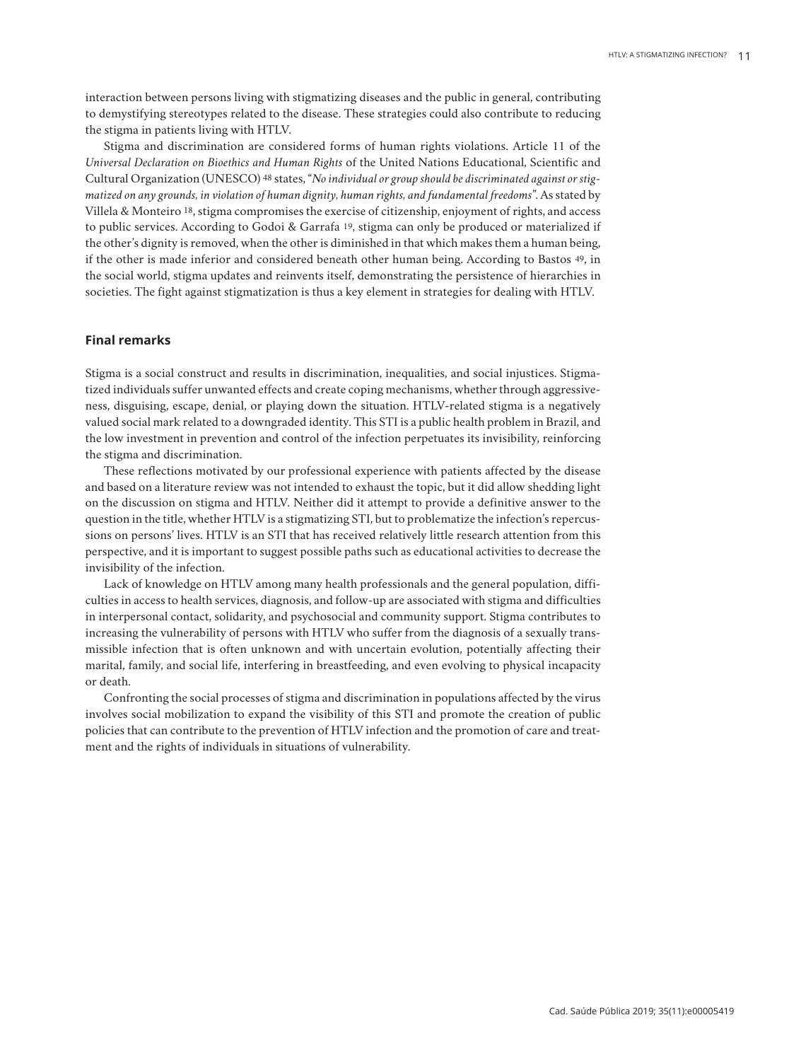interaction between persons living with stigmatizing diseases and the public in general, contributing to demystifying stereotypes related to the disease. These strategies could also contribute to reducing the stigma in patients living with HTLV.

Stigma and discrimination are considered forms of human rights violations. Article 11 of the *Universal Declaration on Bioethics and Human Rights* of the United Nations Educational, Scientific and Cultural Organization (UNESCO) [48] states, *"No individual or group should be discriminated against or stigmatized on any grounds, in violation of human dignity, human rights, and fundamental freedoms"*. As stated by Villela & Monteiro [18], stigma compromises the exercise of citizenship, enjoyment of rights, and access to public services. According to Godoi & Garrafa [19], stigma can only be produced or materialized if the other's dignity is removed, when the other is diminished in that which makes them a human being, if the other is made inferior and considered beneath other human being. According to Bastos [49], in the social world, stigma updates and reinvents itself, demonstrating the persistence of hierarchies in societies. The fight against stigmatization is thus a key element in strategies for dealing with HTLV.

## Final remarks

Stigma is a social construct and results in discrimination, inequalities, and social injustices. Stigmatized individuals suffer unwanted effects and create coping mechanisms, whether through aggressiveness, disguising, escape, denial, or playing down the situation. HTLV-related stigma is a negatively valued social mark related to a downgraded identity. This STI is a public health problem in Brazil, and the low investment in prevention and control of the infection perpetuates its invisibility, reinforcing the stigma and discrimination.

These reflections motivated by our professional experience with patients affected by the disease and based on a literature review was not intended to exhaust the topic, but it did allow shedding light on the discussion on stigma and HTLV. Neither did it attempt to provide a definitive answer to the question in the title, whether HTLV is a stigmatizing STI, but to problematize the infection's repercussions on persons' lives. HTLV is an STI that has received relatively little research attention from this perspective, and it is important to suggest possible paths such as educational activities to decrease the invisibility of the infection.

Lack of knowledge on HTLV among many health professionals and the general population, difficulties in access to health services, diagnosis, and follow-up are associated with stigma and difficulties in interpersonal contact, solidarity, and psychosocial and community support. Stigma contributes to increasing the vulnerability of persons with HTLV who suffer from the diagnosis of a sexually transmissible infection that is often unknown and with uncertain evolution, potentially affecting their marital, family, and social life, interfering in breastfeeding, and even evolving to physical incapacity or death.

Confronting the social processes of stigma and discrimination in populations affected by the virus involves social mobilization to expand the visibility of this STI and promote the creation of public policies that can contribute to the prevention of HTLV infection and the promotion of care and treatment and the rights of individuals in situations of vulnerability.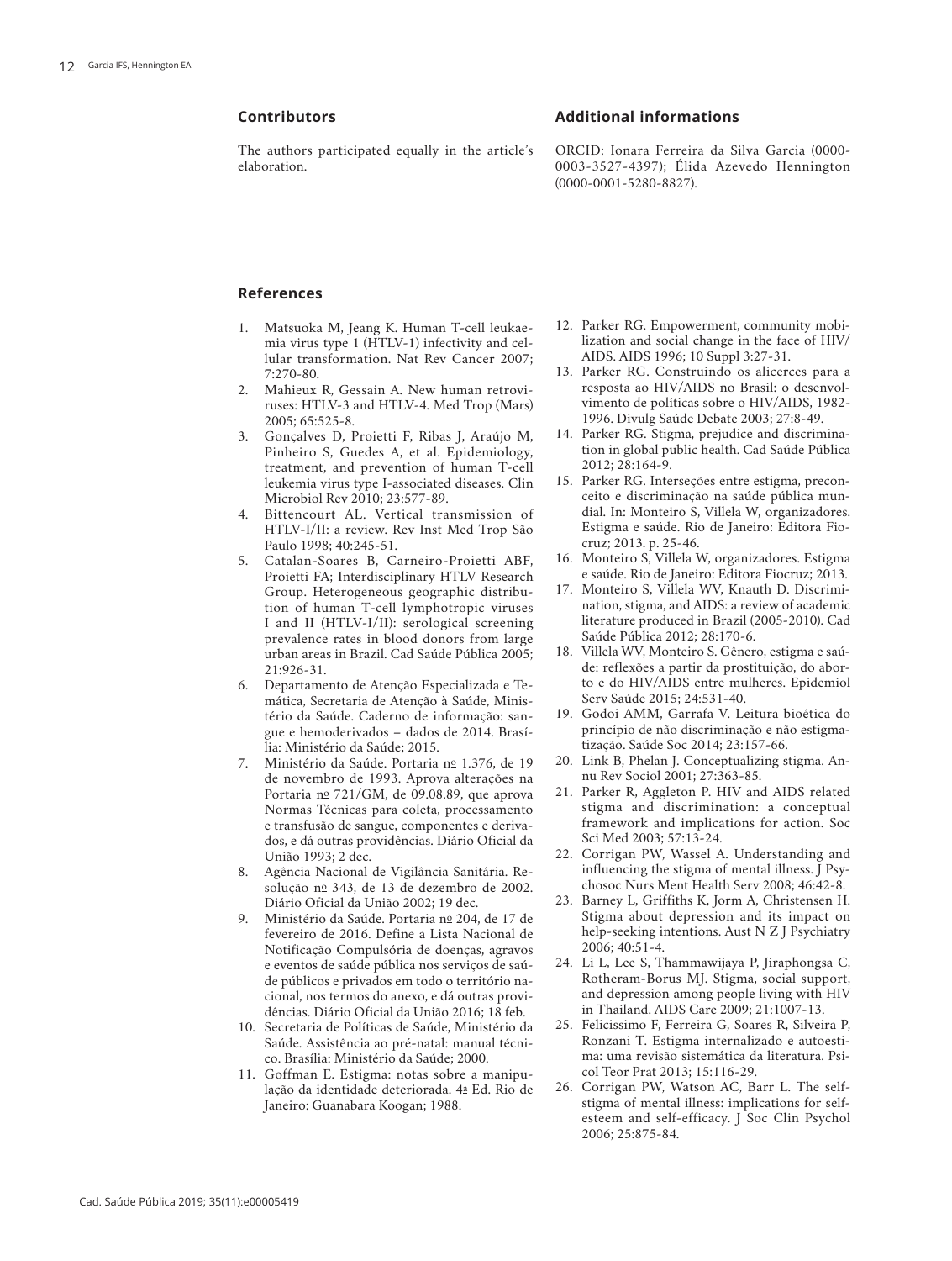## Contributors

The authors participated equally in the article's elaboration.

## Additional informations

ORCID: Ionara Ferreira da Silva Garcia (0000-0003-3527-4397); Élida Azevedo Hennington (0000-0001-5280-8827).

## References

1. Matsuoka M, Jeang K. Human T-cell leukaemia virus type 1 (HTLV-1) infectivity and cellular transformation. Nat Rev Cancer 2007; 7:270-80.
2. Mahieux R, Gessain A. New human retroviruses: HTLV-3 and HTLV-4. Med Trop (Mars) 2005; 65:525-8.
3. Gonçalves D, Proietti F, Ribas J, Araújo M, Pinheiro S, Guedes A, et al. Epidemiology, treatment, and prevention of human T-cell leukemia virus type I-associated diseases. Clin Microbiol Rev 2010; 23:577-89.
4. Bittencourt AL. Vertical transmission of HTLV-I/II: a review. Rev Inst Med Trop São Paulo 1998; 40:245-51.
5. Catalan-Soares B, Carneiro-Proietti ABF, Proietti FA; Interdisciplinary HTLV Research Group. Heterogeneous geographic distribution of human T-cell lymphotropic viruses I and II (HTLV-I/II): serological screening prevalence rates in blood donors from large urban areas in Brazil. Cad Saúde Pública 2005; 21:926-31.
6. Departamento de Atenção Especializada e Temática, Secretaria de Atenção à Saúde, Ministério da Saúde. Caderno de informação: sangue e hemoderivados – dados de 2014. Brasília: Ministério da Saúde; 2015.
7. Ministério da Saúde. Portaria nº 1.376, de 19 de novembro de 1993. Aprova alterações na Portaria nº 721/GM, de 09.08.89, que aprova Normas Técnicas para coleta, processamento e transfusão de sangue, componentes e derivados, e dá outras providências. Diário Oficial da União 1993; 2 dec.
8. Agência Nacional de Vigilância Sanitária. Resolução nº 343, de 13 de dezembro de 2002. Diário Oficial da União 2002; 19 dec.
9. Ministério da Saúde. Portaria nº 204, de 17 de fevereiro de 2016. Define a Lista Nacional de Notificação Compulsória de doenças, agravos e eventos de saúde pública nos serviços de saúde públicos e privados em todo o território nacional, nos termos do anexo, e dá outras providências. Diário Oficial da União 2016; 18 feb.
10. Secretaria de Políticas de Saúde, Ministério da Saúde. Assistência ao pré-natal: manual técnico. Brasília: Ministério da Saúde; 2000.
11. Goffman E. Estigma: notas sobre a manipulação da identidade deteriorada. 4ª Ed. Rio de Janeiro: Guanabara Koogan; 1988.
12. Parker RG. Empowerment, community mobilization and social change in the face of HIV/AIDS. AIDS 1996; 10 Suppl 3:27-31.
13. Parker RG. Construindo os alicerces para a resposta ao HIV/AIDS no Brasil: o desenvolvimento de políticas sobre o HIV/AIDS, 1982-1996. Divulg Saúde Debate 2003; 27:8-49.
14. Parker RG. Stigma, prejudice and discrimination in global public health. Cad Saúde Pública 2012; 28:164-9.
15. Parker RG. Interseções entre estigma, preconceito e discriminação na saúde pública mundial. In: Monteiro S, Villela W, organizadores. Estigma e saúde. Rio de Janeiro: Editora Fiocruz; 2013. p. 25-46.
16. Monteiro S, Villela W, organizadores. Estigma e saúde. Rio de Janeiro: Editora Fiocruz; 2013.
17. Monteiro S, Villela WV, Knauth D. Discrimination, stigma, and AIDS: a review of academic literature produced in Brazil (2005-2010). Cad Saúde Pública 2012; 28:170-6.
18. Villela WV, Monteiro S. Gênero, estigma e saúde: reflexões a partir da prostituição, do aborto e do HIV/AIDS entre mulheres. Epidemiol Serv Saúde 2015; 24:531-40.
19. Godoi AMM, Garrafa V. Leitura bioética do princípio de não discriminação e não estigmatização. Saúde Soc 2014; 23:157-66.
20. Link B, Phelan J. Conceptualizing stigma. Annu Rev Sociol 2001; 27:363-85.
21. Parker R, Aggleton P. HIV and AIDS related stigma and discrimination: a conceptual framework and implications for action. Soc Sci Med 2003; 57:13-24.
22. Corrigan PW, Wassel A. Understanding and influencing the stigma of mental illness. J Psychosoc Nurs Ment Health Serv 2008; 46:42-8.
23. Barney L, Griffiths K, Jorm A, Christensen H. Stigma about depression and its impact on help-seeking intentions. Aust N Z J Psychiatry 2006; 40:51-4.
24. Li L, Lee S, Thammawijaya P, Jiraphongsa C, Rotheram-Borus MJ. Stigma, social support, and depression among people living with HIV in Thailand. AIDS Care 2009; 21:1007-13.
25. Felicissimo F, Ferreira G, Soares R, Silveira P, Ronzani T. Estigma internalizado e autoestima: uma revisão sistemática da literatura. Psicol Teor Prat 2013; 15:116-29.
26. Corrigan PW, Watson AC, Barr L. The self-stigma of mental illness: implications for self-esteem and self-efficacy. J Soc Clin Psychol 2006; 25:875-84.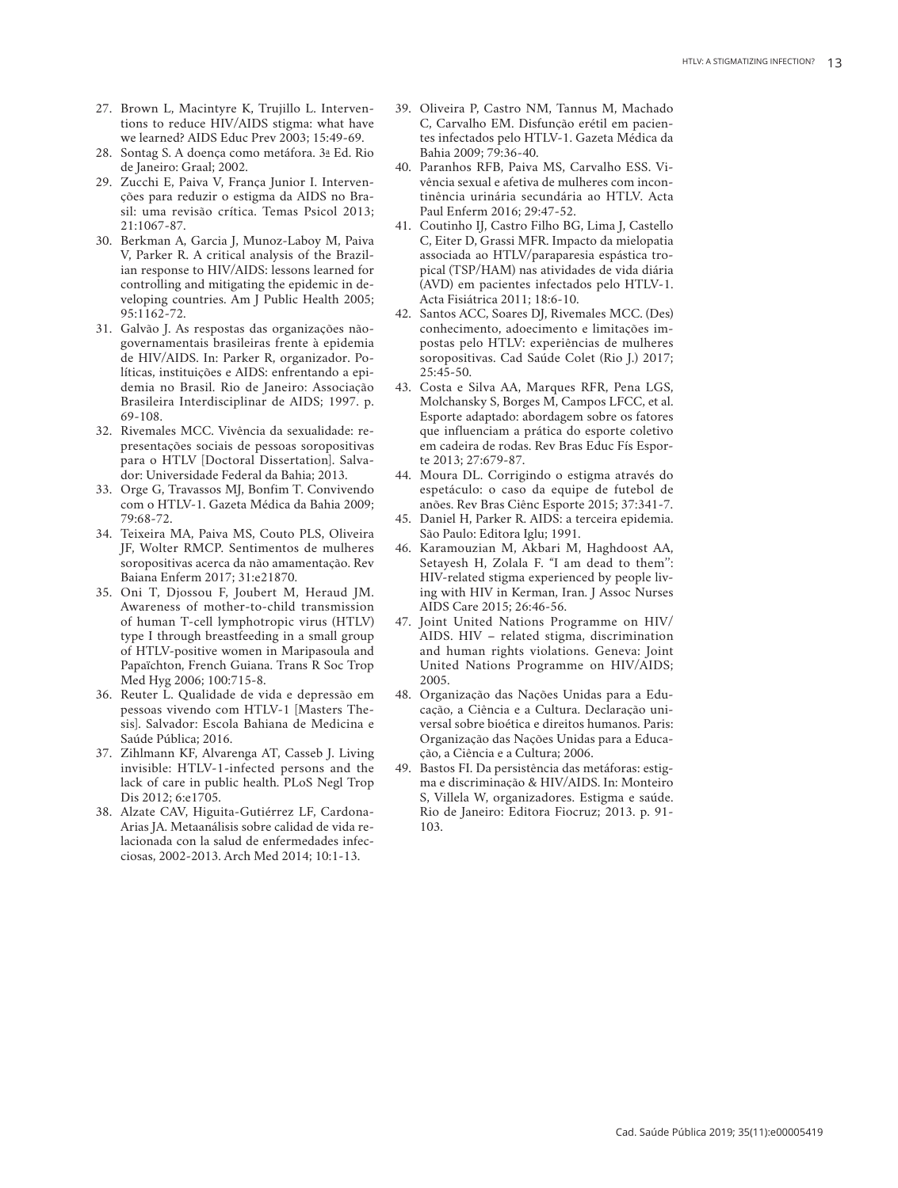27. Brown L, Macintyre K, Trujillo L. Interventions to reduce HIV/AIDS stigma: what have we learned? AIDS Educ Prev 2003; 15:49-69.
28. Sontag S. A doença como metáfora. 3ª Ed. Rio de Janeiro: Graal; 2002.
29. Zucchi E, Paiva V, França Junior I. Intervenções para reduzir o estigma da AIDS no Brasil: uma revisão crítica. Temas Psicol 2013; 21:1067-87.
30. Berkman A, Garcia J, Munoz-Laboy M, Paiva V, Parker R. A critical analysis of the Brazilian response to HIV/AIDS: lessons learned for controlling and mitigating the epidemic in developing countries. Am J Public Health 2005; 95:1162-72.
31. Galvão J. As respostas das organizações não-governamentais brasileiras frente à epidemia de HIV/AIDS. In: Parker R, organizador. Políticas, instituições e AIDS: enfrentando a epidemia no Brasil. Rio de Janeiro: Associação Brasileira Interdisciplinar de AIDS; 1997. p. 69-108.
32. Rivemales MCC. Vivência da sexualidade: representações sociais de pessoas soropositivas para o HTLV [Doctoral Dissertation]. Salvador: Universidade Federal da Bahia; 2013.
33. Orge G, Travassos MJ, Bonfim T. Convivendo com o HTLV-1. Gazeta Médica da Bahia 2009; 79:68-72.
34. Teixeira MA, Paiva MS, Couto PLS, Oliveira JF, Wolter RMCP. Sentimentos de mulheres soropositivas acerca da não amamentação. Rev Baiana Enferm 2017; 31:e21870.
35. Oni T, Djossou F, Joubert M, Heraud JM. Awareness of mother-to-child transmission of human T-cell lymphotropic virus (HTLV) type I through breastfeeding in a small group of HTLV-positive women in Maripasoula and Papaïchton, French Guiana. Trans R Soc Trop Med Hyg 2006; 100:715-8.
36. Reuter L. Qualidade de vida e depressão em pessoas vivendo com HTLV-1 [Masters Thesis]. Salvador: Escola Bahiana de Medicina e Saúde Pública; 2016.
37. Zihlmann KF, Alvarenga AT, Casseb J. Living invisible: HTLV-1-infected persons and the lack of care in public health. PLoS Negl Trop Dis 2012; 6:e1705.
38. Alzate CAV, Higuita-Gutiérrez LF, Cardona-Arias JA. Metaanálisis sobre calidad de vida relacionada con la salud de enfermedades infecciosas, 2002-2013. Arch Med 2014; 10:1-13.
39. Oliveira P, Castro NM, Tannus M, Machado C, Carvalho EM. Disfunção erétil em pacientes infectados pelo HTLV-1. Gazeta Médica da Bahia 2009; 79:36-40.
40. Paranhos RFB, Paiva MS, Carvalho ESS. Vivência sexual e afetiva de mulheres com incontinência urinária secundária ao HTLV. Acta Paul Enferm 2016; 29:47-52.
41. Coutinho IJ, Castro Filho BG, Lima J, Castello C, Eiter D, Grassi MFR. Impacto da mielopatia associada ao HTLV/paraparesia espástica tropical (TSP/HAM) nas atividades de vida diária (AVD) em pacientes infectados pelo HTLV-1. Acta Fisiátrica 2011; 18:6-10.
42. Santos ACC, Soares DJ, Rivemales MCC. (Des) conhecimento, adoecimento e limitações impostas pelo HTLV: experiências de mulheres soropositivas. Cad Saúde Colet (Rio J.) 2017; 25:45-50.
43. Costa e Silva AA, Marques RFR, Pena LGS, Molchansky S, Borges M, Campos LFCC, et al. Esporte adaptado: abordagem sobre os fatores que influenciam a prática do esporte coletivo em cadeira de rodas. Rev Bras Educ Fís Esporte 2013; 27:679-87.
44. Moura DL. Corrigindo o estigma através do espetáculo: o caso da equipe de futebol de anões. Rev Bras Ciênc Esporte 2015; 37:341-7.
45. Daniel H, Parker R. AIDS: a terceira epidemia. São Paulo: Editora Iglu; 1991.
46. Karamouzian M, Akbari M, Haghdoost AA, Setayesh H, Zolala F. "I am dead to them": HIV-related stigma experienced by people living with HIV in Kerman, Iran. J Assoc Nurses AIDS Care 2015; 26:46-56.
47. Joint United Nations Programme on HIV/AIDS. HIV – related stigma, discrimination and human rights violations. Geneva: Joint United Nations Programme on HIV/AIDS; 2005.
48. Organização das Nações Unidas para a Educação, a Ciência e a Cultura. Declaração universal sobre bioética e direitos humanos. Paris: Organização das Nações Unidas para a Educação, a Ciência e a Cultura; 2006.
49. Bastos FI. Da persistência das metáforas: estigma e discriminação & HIV/AIDS. In: Monteiro S, Villela W, organizadores. Estigma e saúde. Rio de Janeiro: Editora Fiocruz; 2013. p. 91-103.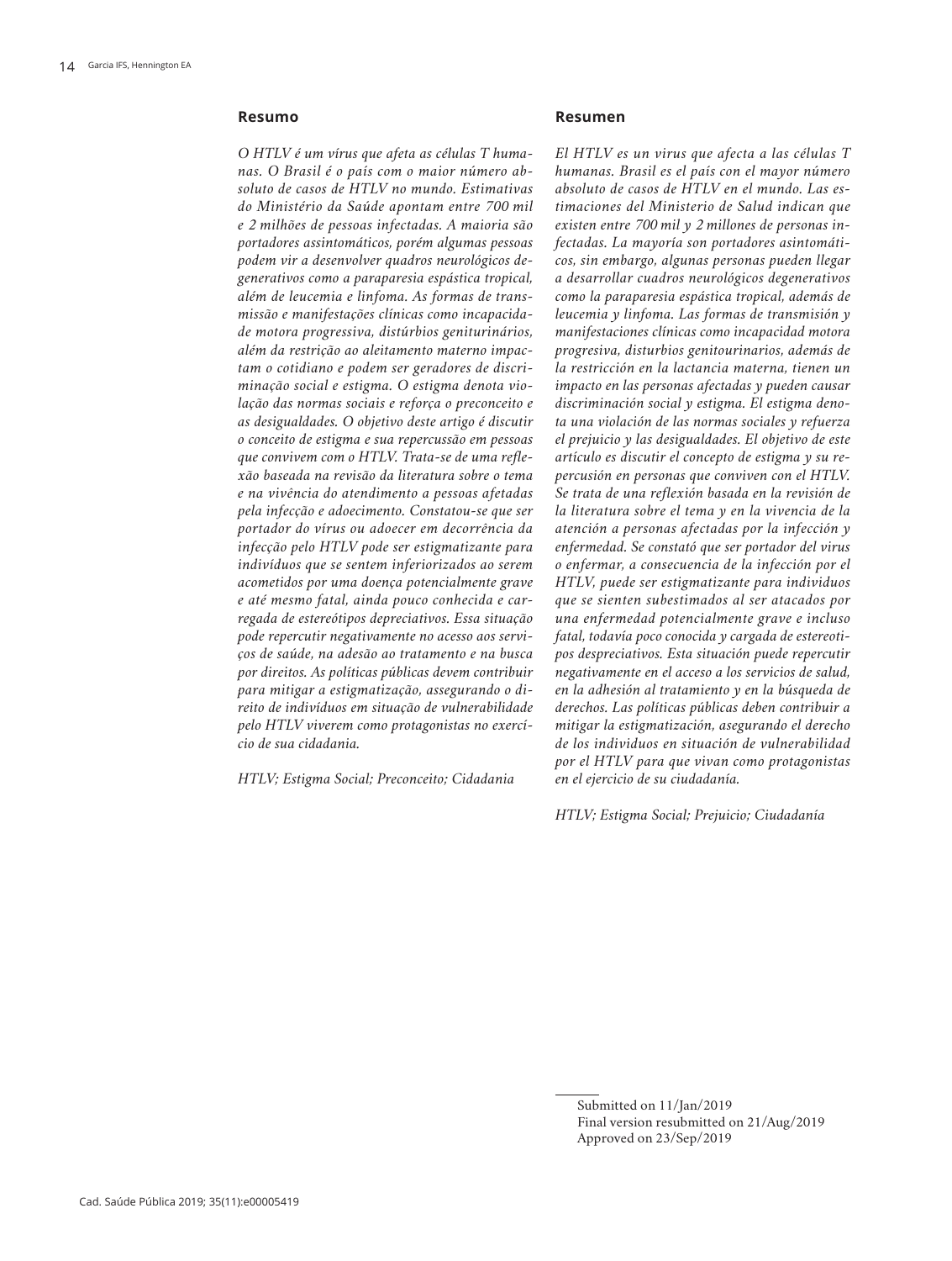## Resumo

*O HTLV é um vírus que afeta as células T humanas. O Brasil é o país com o maior número absoluto de casos de HTLV no mundo. Estimativas do Ministério da Saúde apontam entre 700 mil e 2 milhões de pessoas infectadas. A maioria são portadores assintomáticos, porém algumas pessoas podem vir a desenvolver quadros neurológicos degenerativos como a paraparesia espástica tropical, além de leucemia e linfoma. As formas de transmissão e manifestações clínicas como incapacidade motora progressiva, distúrbios geniturinários, além da restrição ao aleitamento materno impactam o cotidiano e podem ser geradores de discriminação social e estigma. O estigma denota violação das normas sociais e reforça o preconceito e as desigualdades. O objetivo deste artigo é discutir o conceito de estigma e sua repercussão em pessoas que convivem com o HTLV. Trata-se de uma reflexão baseada na revisão da literatura sobre o tema e na vivência do atendimento a pessoas afetadas pela infecção e adoecimento. Constatou-se que ser portador do vírus ou adoecer em decorrência da infecção pelo HTLV pode ser estigmatizante para indivíduos que se sentem inferiorizados ao serem acometidos por uma doença potencialmente grave e até mesmo fatal, ainda pouco conhecida e carregada de estereótipos depreciativos. Essa situação pode repercutir negativamente no acesso aos serviços de saúde, na adesão ao tratamento e na busca por direitos. As políticas públicas devem contribuir para mitigar a estigmatização, assegurando o direito de indivíduos em situação de vulnerabilidade pelo HTLV viverem como protagonistas no exercício de sua cidadania.*

*HTLV; Estigma Social; Preconceito; Cidadania*

## Resumen

*El HTLV es un virus que afecta a las células T humanas. Brasil es el país con el mayor número absoluto de casos de HTLV en el mundo. Las estimaciones del Ministerio de Salud indican que existen entre 700 mil y 2 millones de personas infectadas. La mayoría son portadores asintomáticos, sin embargo, algunas personas pueden llegar a desarrollar cuadros neurológicos degenerativos como la paraparesia espástica tropical, además de leucemia y linfoma. Las formas de transmisión y manifestaciones clínicas como incapacidad motora progresiva, disturbios genitourinarios, además de la restricción en la lactancia materna, tienen un impacto en las personas afectadas y pueden causar discriminación social y estigma. El estigma denota una violación de las normas sociales y refuerza el prejuicio y las desigualdades. El objetivo de este artículo es discutir el concepto de estigma y su repercusión en personas que conviven con el HTLV. Se trata de una reflexión basada en la revisión de la literatura sobre el tema y en la vivencia de la atención a personas afectadas por la infección y enfermedad. Se constató que ser portador del virus o enfermar, a consecuencia de la infección por el HTLV, puede ser estigmatizante para individuos que se sienten subestimados al ser atacados por una enfermedad potencialmente grave e incluso fatal, todavía poco conocida y cargada de estereotipos despreciativos. Esta situación puede repercutir negativamente en el acceso a los servicios de salud, en la adhesión al tratamiento y en la búsqueda de derechos. Las políticas públicas deben contribuir a mitigar la estigmatización, asegurando el derecho de los individuos en situación de vulnerabilidad por el HTLV para que vivan como protagonistas en el ejercicio de su ciudadanía.*

*HTLV; Estigma Social; Prejuicio; Ciudadanía*

Submitted on 11/Jan/2019
Final version resubmitted on 21/Aug/2019
Approved on 23/Sep/2019